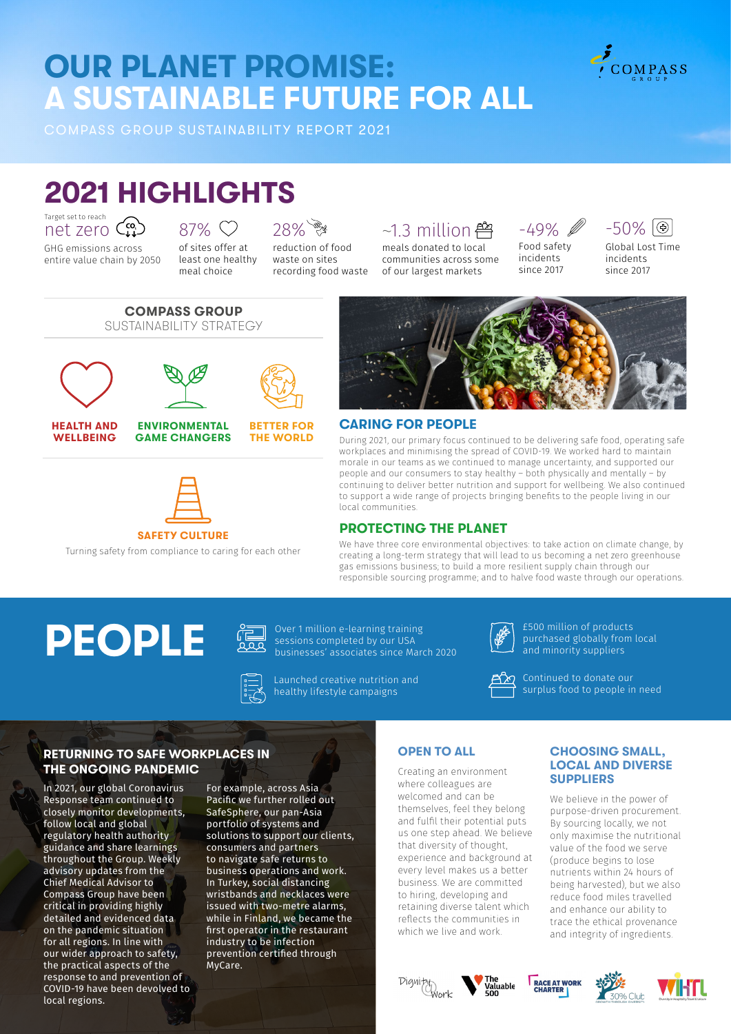# OUR PLANET PROMISE: A SUSTAINABLE FUTURE FOR ALL

COMPASS GROUP SUSTAINABILITY REPORT 2021

## 2021 HIGHLIGHTS

Target set to reach **net zero** GHG emissions across entire value chain by 2050

**87%** of sites offer at least one healthy meal choice

**28%** reduction of food waste on sites recording food waste

**~1.3 million** meals donated to local communities across some of our largest markets

**-49%** Food safety incidents since 2017

**-50%** Global Lost Time incidents since 2017

### COMPASS GROUP SUSTAINABILITY STRATEGY

**HEALTH AND WELLBEING**

**ENVIRONMENTAL GAME CHANGERS**

**BETTER FOR THE WORLD**

**SAFETY CULTURE**

Turning safety from compliance to caring for each other

### CARING FOR PEOPLE

During 2021, our primary focus continued to be delivering safe food, operating safe workplaces and minimising the spread of COVID-19. We worked hard to maintain morale in our teams as we continued to manage uncertainty, and supported our people and our consumers to stay healthy – both physically and mentally – by continuing to deliver better nutrition and support for wellbeing. We also continued to support a wide range of projects bringing benefits to the people living in our local communities.

### PROTECTING THE PLANET

We have three core environmental objectives: to take action on climate change, by creating a long-term strategy that will lead to us becoming a net zero greenhouse gas emissions business; to build a more resilient supply chain through our responsible sourcing programme; and to halve food waste through our operations.

## PEOPLE

- Over 1 million e-learning training sessions completed by our USA businesses' associates since March 2020
- £500 million of products purchased globally from local and minority suppliers
- Launched creative nutrition and healthy lifestyle campaigns
- Continued to donate our surplus food to people in need

### RETURNING TO SAFE WORKPLACES IN THE ONGOING PANDEMIC

In 2021, our global Coronavirus Response team continued to closely monitor developments, follow local and global regulatory health authority guidance and share learnings throughout the Group. Weekly advisory updates from the Chief Medical Advisor to Compass Group have been critical in providing highly detailed and evidenced data on the pandemic situation for all regions. In line with our wider approach to safety, the practical aspects of the response to and prevention of COVID-19 have been devolved to local regions.

For example, across Asia Pacific we further rolled out SafeSphere, our pan-Asia portfolio of systems and solutions to support our clients, consumers and partners to navigate safe returns to business operations and work. In Turkey, social distancing wristbands and necklaces were issued with two-metre alarms, while in Finland, we became the first operator in the restaurant industry to be infection prevention certified through MyCare.

### OPEN TO ALL

Creating an environment where colleagues are welcomed and can be themselves, feel they belong and fulfil their potential puts us one step ahead. We believe that diversity of thought, experience and background at every level makes us a better business. We are committed to hiring, developing and retaining diverse talent which reflects the communities in which we live and work.

### CHOOSING SMALL, LOCAL AND DIVERSE SUPPLIERS

We believe in the power of purpose-driven procurement. By sourcing locally, we not only maximise the nutritional value of the food we serve (produce begins to lose nutrients within 24 hours of being harvested), but we also reduce food miles travelled and enhance our ability to trace the ethical provenance and integrity of ingredients.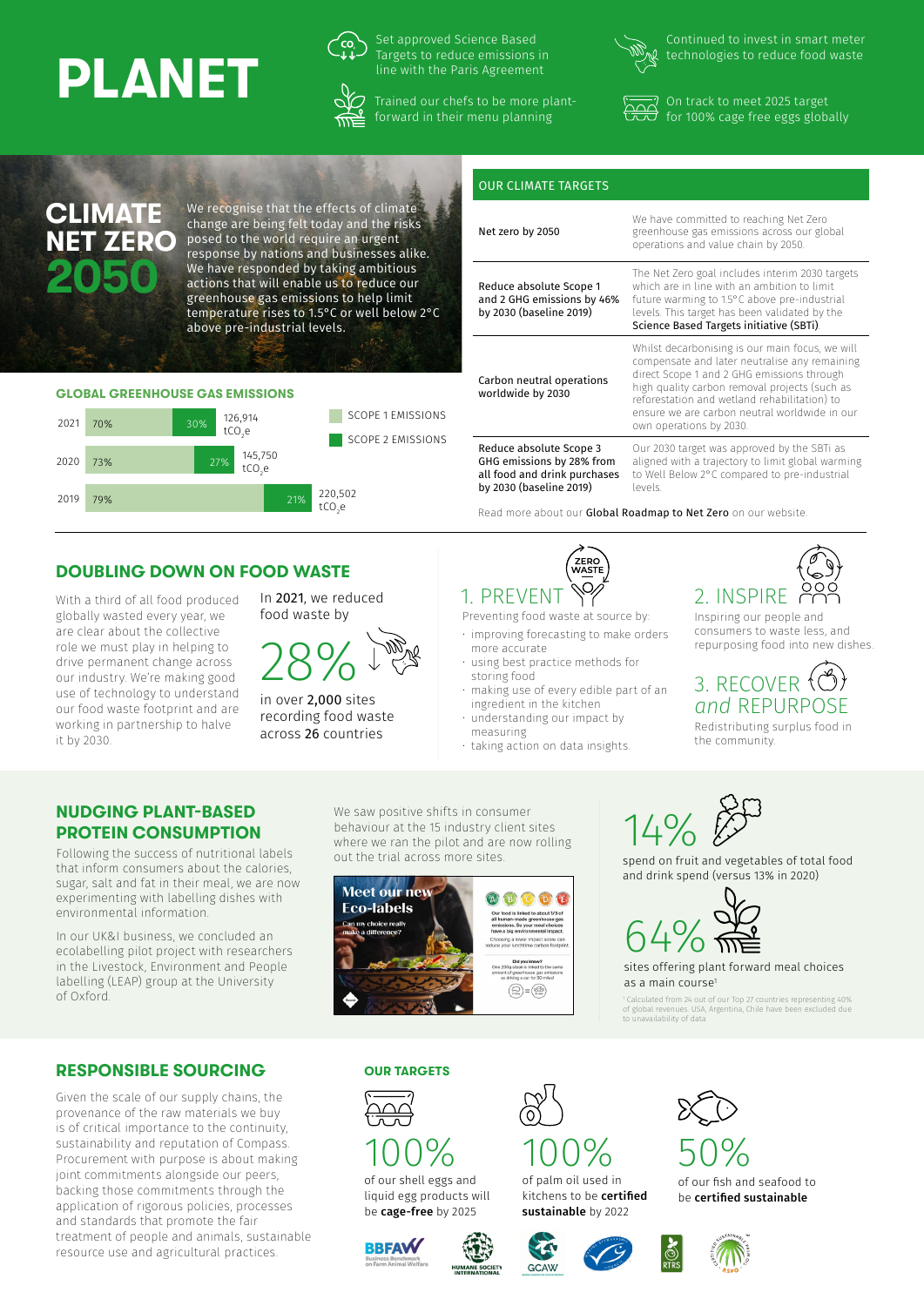# PLANET

- Set approved Science Based Targets to reduce emissions in line with the Paris Agreement
- Trained our chefs to be more plant-forward in their menu planning
- Continued to invest in smart meter technologies to reduce food waste
- On track to meet 2025 target for 100% cage free eggs globally

## CLIMATE NET ZERO 2050

We recognise that the effects of climate change are being felt today and the risks posed to the world require an urgent response by nations and businesses alike. We have responded by taking ambitious actions that will enable us to reduce our greenhouse gas emissions to help limit temperature rises to 1.5°C or well below 2°C above pre-industrial levels.

### GLOBAL GREENHOUSE GAS EMISSIONS

SCOPE 1 EMISSIONS
SCOPE 2 EMISSIONS

2021: 70% / 30% — 126,914 $tCO_2e$
2020: 73% / 27% — 145,750 $tCO_2e$
2019: 79% / 21% — 220,502 $tCO_2e$

### OUR CLIMATE TARGETS

| | |
|---|---|
| Net zero by 2050 | We have committed to reaching Net Zero greenhouse gas emissions across our global operations and value chain by 2050. |
| Reduce absolute Scope 1 and 2 GHG emissions by 46% by 2030 (baseline 2019) | The Net Zero goal includes interim 2030 targets which are in line with an ambition to limit future warming to 1.5°C above pre-industrial levels. This target has been validated by the **Science Based Targets initiative (SBTi)** |
| Carbon neutral operations worldwide by 2030 | Whilst decarbonising is our main focus, we will compensate and later neutralise any remaining direct Scope 1 and 2 GHG emissions through high quality carbon removal projects (such as reforestation and wetland rehabilitation) to ensure we are carbon neutral worldwide in our own operations by 2030. |
| Reduce absolute Scope 3 GHG emissions by 28% from all food and drink purchases by 2030 (baseline 2019) | Our 2030 target was approved by the SBTi as aligned with a trajectory to limit global warming to Well Below 2°C compared to pre-industrial levels. |

Read more about our **Global Roadmap to Net Zero** on our website.

## DOUBLING DOWN ON FOOD WASTE

With a third of all food produced globally wasted every year, we are clear about the collective role we must play in helping to drive permanent change across our industry. We're making good use of technology to understand our food waste footprint and are working in partnership to halve it by 2030.

In **2021**, we reduced food waste by

**28%**

in over **2,000** sites recording food waste across **26** countries

ZERO WASTE

### 1. PREVENT

Preventing food waste at source by:

- improving forecasting to make orders more accurate
- using best practice methods for storing food
- making use of every edible part of an ingredient in the kitchen
- understanding our impact by measuring
- taking action on data insights.

### 2. INSPIRE

Inspiring our people and consumers to waste less, and repurposing food into new dishes.

### 3. RECOVER *and* REPURPOSE

Redistributing surplus food in the community.

## NUDGING PLANT-BASED PROTEIN CONSUMPTION

Following the success of nutritional labels that inform consumers about the calories, sugar, salt and fat in their meal, we are now experimenting with labelling dishes with environmental information.

In our UK&I business, we concluded an ecolabelling pilot project with researchers in the Livestock, Environment and People labelling (LEAP) group at the University of Oxford.

We saw positive shifts in consumer behaviour at the 15 industry client sites where we ran the pilot and are now rolling out the trial across more sites.

**14%**
spend on fruit and vegetables of total food and drink spend (versus 13% in 2020)

**64%**
sites offering plant forward meal choices as a main course[1]

[1] Calculated from 24 out of our Top 27 countries representing 40% of global revenues. USA, Argentina, Chile have been excluded due to unavailability of data

## RESPONSIBLE SOURCING

Given the scale of our supply chains, the provenance of the raw materials we buy is of critical importance to the continuity, sustainability and reputation of Compass. Procurement with purpose is about making joint commitments alongside our peers, backing those commitments through the application of rigorous policies, processes and standards that promote the fair treatment of people and animals, sustainable resource use and agricultural practices.

### OUR TARGETS

**100%**
of our shell eggs and liquid egg products will be **cage-free** by 2025

**100%**
of palm oil used in kitchens to be **certified sustainable** by 2022

**50%**
of our fish and seafood to be **certified sustainable**

BBFAW Business Benchmark on Farm Animal Welfare · HUMANE SOCIETY INTERNATIONAL · GCAW · MSC · RTRS · RSPO